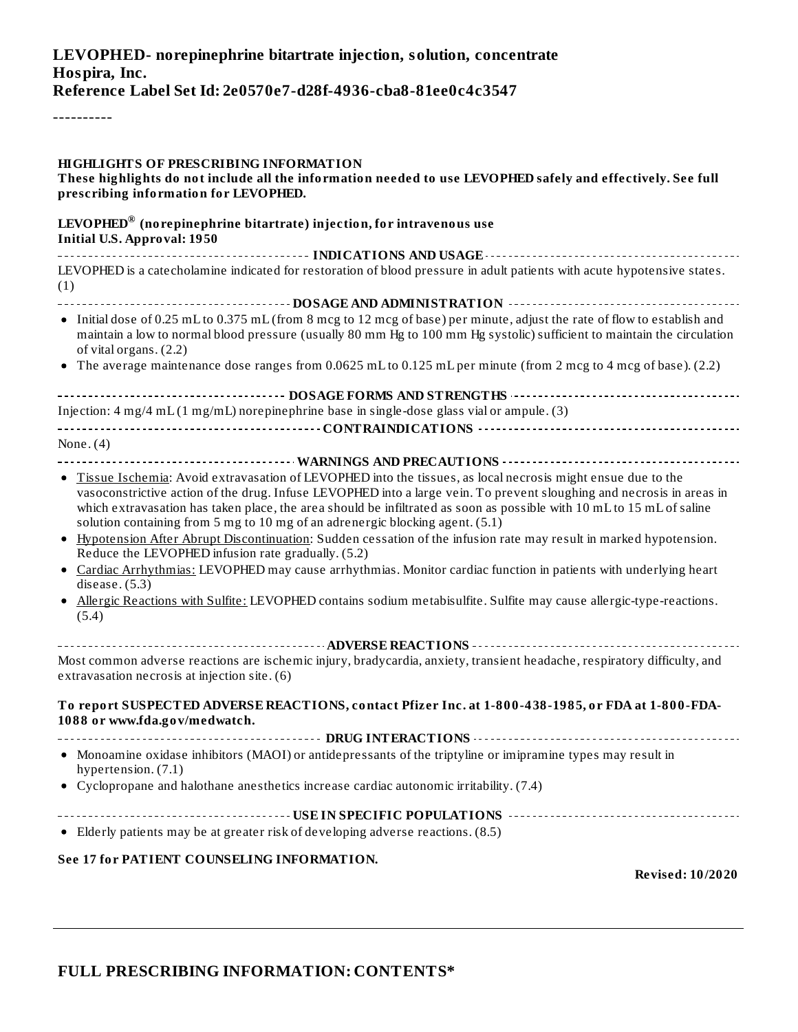**LEVOPHED- norepinephrine bitartrate injection, solution, concentrate**
**Hospira, Inc.**
**Reference Label Set Id: 2e0570e7-d28f-4936-cba8-81ee0c4c3547**

----------

**HIGHLIGHTS OF PRESCRIBING INFORMATION**
**These highlights do not include all the information needed to use LEVOPHED safely and effectively. See full prescribing information for LEVOPHED.**

**LEVOPHED® (norepinephrine bitartrate) injection, for intravenous use**
**Initial U.S. Approval: 1950**

**INDICATIONS AND USAGE**

LEVOPHED is a catecholamine indicated for restoration of blood pressure in adult patients with acute hypotensive states. (1)

**DOSAGE AND ADMINISTRATION**

- Initial dose of 0.25 mL to 0.375 mL (from 8 mcg to 12 mcg of base) per minute, adjust the rate of flow to establish and maintain a low to normal blood pressure (usually 80 mm Hg to 100 mm Hg systolic) sufficient to maintain the circulation of vital organs. (2.2)
- The average maintenance dose ranges from 0.0625 mL to 0.125 mL per minute (from 2 mcg to 4 mcg of base). (2.2)

**DOSAGE FORMS AND STRENGTHS**

Injection: 4 mg/4 mL (1 mg/mL) norepinephrine base in single-dose glass vial or ampule. (3)

**CONTRAINDICATIONS**

None. (4)

**WARNINGS AND PRECAUTIONS**

- Tissue Ischemia: Avoid extravasation of LEVOPHED into the tissues, as local necrosis might ensue due to the vasoconstrictive action of the drug. Infuse LEVOPHED into a large vein. To prevent sloughing and necrosis in areas in which extravasation has taken place, the area should be infiltrated as soon as possible with 10 mL to 15 mL of saline solution containing from 5 mg to 10 mg of an adrenergic blocking agent. (5.1)
- Hypotension After Abrupt Discontinuation: Sudden cessation of the infusion rate may result in marked hypotension. Reduce the LEVOPHED infusion rate gradually. (5.2)
- Cardiac Arrhythmias: LEVOPHED may cause arrhythmias. Monitor cardiac function in patients with underlying heart disease. (5.3)
- Allergic Reactions with Sulfite: LEVOPHED contains sodium metabisulfite. Sulfite may cause allergic-type-reactions. (5.4)

**ADVERSE REACTIONS**

Most common adverse reactions are ischemic injury, bradycardia, anxiety, transient headache, respiratory difficulty, and extravasation necrosis at injection site. (6)

**To report SUSPECTED ADVERSE REACTIONS, contact Pfizer Inc. at 1-800-438-1985, or FDA at 1-800-FDA-1088 or www.fda.gov/medwatch.**

**DRUG INTERACTIONS**

- Monoamine oxidase inhibitors (MAOI) or antidepressants of the triptyline or imipramine types may result in hypertension. (7.1)
- Cyclopropane and halothane anesthetics increase cardiac autonomic irritability. (7.4)

**USE IN SPECIFIC POPULATIONS**

- Elderly patients may be at greater risk of developing adverse reactions. (8.5)

**See 17 for PATIENT COUNSELING INFORMATION.**

**Revised: 10/2020**

## FULL PRESCRIBING INFORMATION: CONTENTS*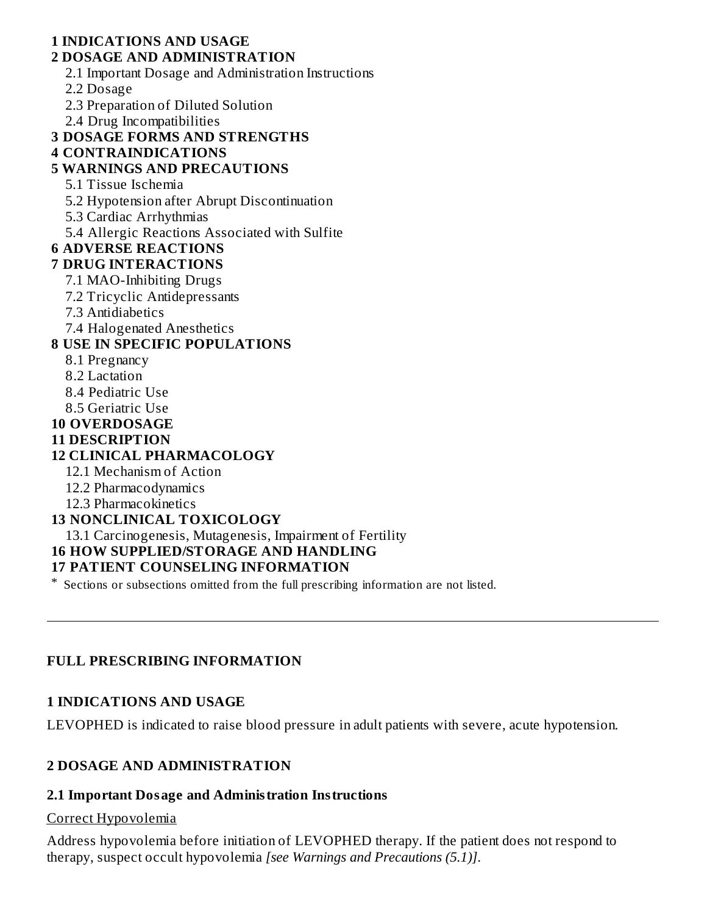**1 INDICATIONS AND USAGE**

**2 DOSAGE AND ADMINISTRATION**

- 2.1 Important Dosage and Administration Instructions
- 2.2 Dosage
- 2.3 Preparation of Diluted Solution
- 2.4 Drug Incompatibilities

**3 DOSAGE FORMS AND STRENGTHS**

**4 CONTRAINDICATIONS**

**5 WARNINGS AND PRECAUTIONS**

- 5.1 Tissue Ischemia
- 5.2 Hypotension after Abrupt Discontinuation
- 5.3 Cardiac Arrhythmias
- 5.4 Allergic Reactions Associated with Sulfite

**6 ADVERSE REACTIONS**

**7 DRUG INTERACTIONS**

- 7.1 MAO-Inhibiting Drugs
- 7.2 Tricyclic Antidepressants
- 7.3 Antidiabetics
- 7.4 Halogenated Anesthetics

**8 USE IN SPECIFIC POPULATIONS**

- 8.1 Pregnancy
- 8.2 Lactation
- 8.4 Pediatric Use
- 8.5 Geriatric Use

**10 OVERDOSAGE**

**11 DESCRIPTION**

**12 CLINICAL PHARMACOLOGY**

- 12.1 Mechanism of Action
- 12.2 Pharmacodynamics
- 12.3 Pharmacokinetics

**13 NONCLINICAL TOXICOLOGY**

- 13.1 Carcinogenesis, Mutagenesis, Impairment of Fertility

**16 HOW SUPPLIED/STORAGE AND HANDLING**

**17 PATIENT COUNSELING INFORMATION**

* Sections or subsections omitted from the full prescribing information are not listed.

---

## FULL PRESCRIBING INFORMATION

### 1 INDICATIONS AND USAGE

LEVOPHED is indicated to raise blood pressure in adult patients with severe, acute hypotension.

### 2 DOSAGE AND ADMINISTRATION

#### 2.1 Important Dosage and Administration Instructions

Correct Hypovolemia

Address hypovolemia before initiation of LEVOPHED therapy. If the patient does not respond to therapy, suspect occult hypovolemia *[see Warnings and Precautions (5.1)]*.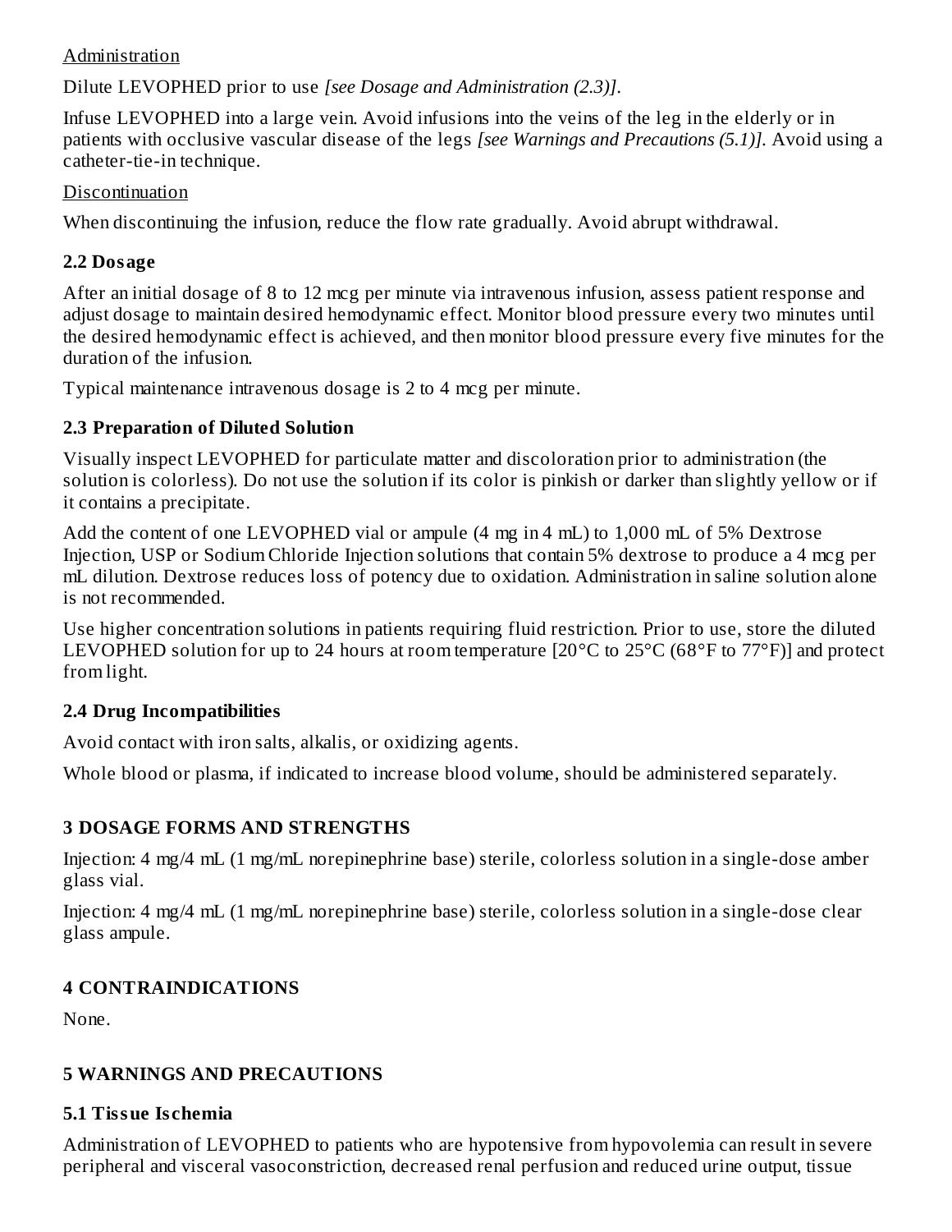Administration

Dilute LEVOPHED prior to use *[see Dosage and Administration (2.3)]*.

Infuse LEVOPHED into a large vein. Avoid infusions into the veins of the leg in the elderly or in patients with occlusive vascular disease of the legs *[see Warnings and Precautions (5.1)]*. Avoid using a catheter-tie-in technique.

Discontinuation

When discontinuing the infusion, reduce the flow rate gradually. Avoid abrupt withdrawal.

### 2.2 Dosage

After an initial dosage of 8 to 12 mcg per minute via intravenous infusion, assess patient response and adjust dosage to maintain desired hemodynamic effect. Monitor blood pressure every two minutes until the desired hemodynamic effect is achieved, and then monitor blood pressure every five minutes for the duration of the infusion.

Typical maintenance intravenous dosage is 2 to 4 mcg per minute.

### 2.3 Preparation of Diluted Solution

Visually inspect LEVOPHED for particulate matter and discoloration prior to administration (the solution is colorless). Do not use the solution if its color is pinkish or darker than slightly yellow or if it contains a precipitate.

Add the content of one LEVOPHED vial or ampule (4 mg in 4 mL) to 1,000 mL of 5% Dextrose Injection, USP or Sodium Chloride Injection solutions that contain 5% dextrose to produce a 4 mcg per mL dilution. Dextrose reduces loss of potency due to oxidation. Administration in saline solution alone is not recommended.

Use higher concentration solutions in patients requiring fluid restriction. Prior to use, store the diluted LEVOPHED solution for up to 24 hours at room temperature [20°C to 25°C (68°F to 77°F)] and protect from light.

### 2.4 Drug Incompatibilities

Avoid contact with iron salts, alkalis, or oxidizing agents.

Whole blood or plasma, if indicated to increase blood volume, should be administered separately.

## 3 DOSAGE FORMS AND STRENGTHS

Injection: 4 mg/4 mL (1 mg/mL norepinephrine base) sterile, colorless solution in a single-dose amber glass vial.

Injection: 4 mg/4 mL (1 mg/mL norepinephrine base) sterile, colorless solution in a single-dose clear glass ampule.

## 4 CONTRAINDICATIONS

None.

## 5 WARNINGS AND PRECAUTIONS

### 5.1 Tissue Ischemia

Administration of LEVOPHED to patients who are hypotensive from hypovolemia can result in severe peripheral and visceral vasoconstriction, decreased renal perfusion and reduced urine output, tissue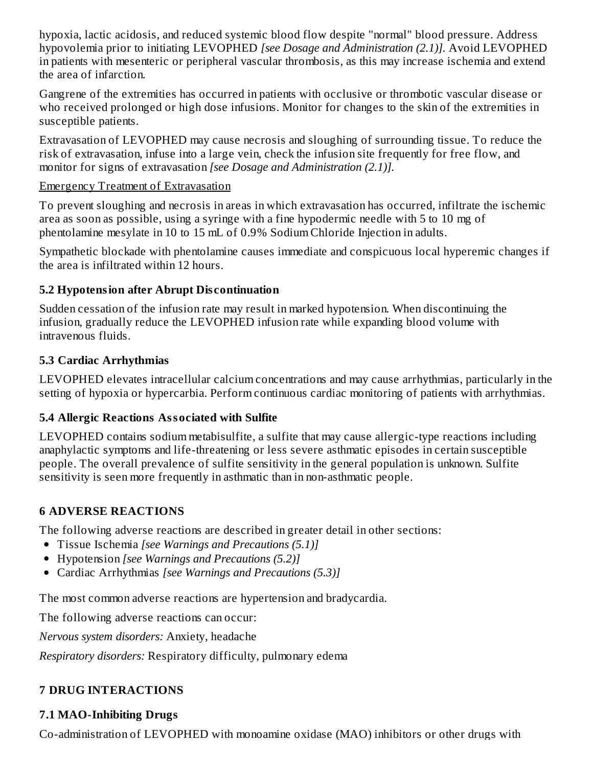hypoxia, lactic acidosis, and reduced systemic blood flow despite "normal" blood pressure. Address hypovolemia prior to initiating LEVOPHED *[see Dosage and Administration (2.1)].* Avoid LEVOPHED in patients with mesenteric or peripheral vascular thrombosis, as this may increase ischemia and extend the area of infarction.

Gangrene of the extremities has occurred in patients with occlusive or thrombotic vascular disease or who received prolonged or high dose infusions. Monitor for changes to the skin of the extremities in susceptible patients.

Extravasation of LEVOPHED may cause necrosis and sloughing of surrounding tissue. To reduce the risk of extravasation, infuse into a large vein, check the infusion site frequently for free flow, and monitor for signs of extravasation *[see Dosage and Administration (2.1)].*

<u>Emergency Treatment of Extravasation</u>

To prevent sloughing and necrosis in areas in which extravasation has occurred, infiltrate the ischemic area as soon as possible, using a syringe with a fine hypodermic needle with 5 to 10 mg of phentolamine mesylate in 10 to 15 mL of 0.9% Sodium Chloride Injection in adults.

Sympathetic blockade with phentolamine causes immediate and conspicuous local hyperemic changes if the area is infiltrated within 12 hours.

### 5.2 Hypotension after Abrupt Discontinuation

Sudden cessation of the infusion rate may result in marked hypotension. When discontinuing the infusion, gradually reduce the LEVOPHED infusion rate while expanding blood volume with intravenous fluids.

### 5.3 Cardiac Arrhythmias

LEVOPHED elevates intracellular calcium concentrations and may cause arrhythmias, particularly in the setting of hypoxia or hypercarbia. Perform continuous cardiac monitoring of patients with arrhythmias.

### 5.4 Allergic Reactions Associated with Sulfite

LEVOPHED contains sodium metabisulfite, a sulfite that may cause allergic-type reactions including anaphylactic symptoms and life-threatening or less severe asthmatic episodes in certain susceptible people. The overall prevalence of sulfite sensitivity in the general population is unknown. Sulfite sensitivity is seen more frequently in asthmatic than in non-asthmatic people.

## 6 ADVERSE REACTIONS

The following adverse reactions are described in greater detail in other sections:

- Tissue Ischemia *[see Warnings and Precautions (5.1)]*
- Hypotension *[see Warnings and Precautions (5.2)]*
- Cardiac Arrhythmias *[see Warnings and Precautions (5.3)]*

The most common adverse reactions are hypertension and bradycardia.

The following adverse reactions can occur:

*Nervous system disorders:* Anxiety, headache

*Respiratory disorders:* Respiratory difficulty, pulmonary edema

## 7 DRUG INTERACTIONS

### 7.1 MAO-Inhibiting Drugs

Co-administration of LEVOPHED with monoamine oxidase (MAO) inhibitors or other drugs with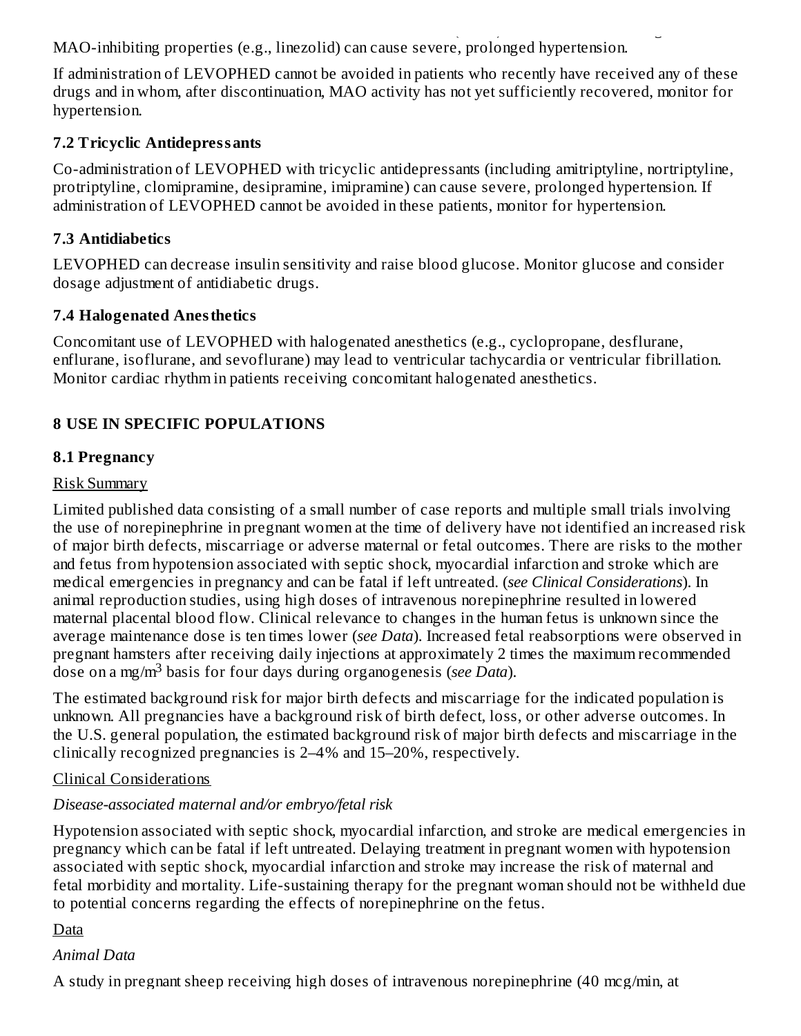MAO-inhibiting properties (e.g., linezolid) can cause severe, prolonged hypertension.

If administration of LEVOPHED cannot be avoided in patients who recently have received any of these drugs and in whom, after discontinuation, MAO activity has not yet sufficiently recovered, monitor for hypertension.

### 7.2 Tricyclic Antidepressants

Co-administration of LEVOPHED with tricyclic antidepressants (including amitriptyline, nortriptyline, protriptyline, clomipramine, desipramine, imipramine) can cause severe, prolonged hypertension. If administration of LEVOPHED cannot be avoided in these patients, monitor for hypertension.

### 7.3 Antidiabetics

LEVOPHED can decrease insulin sensitivity and raise blood glucose. Monitor glucose and consider dosage adjustment of antidiabetic drugs.

### 7.4 Halogenated Anesthetics

Concomitant use of LEVOPHED with halogenated anesthetics (e.g., cyclopropane, desflurane, enflurane, isoflurane, and sevoflurane) may lead to ventricular tachycardia or ventricular fibrillation. Monitor cardiac rhythm in patients receiving concomitant halogenated anesthetics.

## 8 USE IN SPECIFIC POPULATIONS

### 8.1 Pregnancy

Risk Summary

Limited published data consisting of a small number of case reports and multiple small trials involving the use of norepinephrine in pregnant women at the time of delivery have not identified an increased risk of major birth defects, miscarriage or adverse maternal or fetal outcomes. There are risks to the mother and fetus from hypotension associated with septic shock, myocardial infarction and stroke which are medical emergencies in pregnancy and can be fatal if left untreated. (*see Clinical Considerations*). In animal reproduction studies, using high doses of intravenous norepinephrine resulted in lowered maternal placental blood flow. Clinical relevance to changes in the human fetus is unknown since the average maintenance dose is ten times lower (*see Data*). Increased fetal reabsorptions were observed in pregnant hamsters after receiving daily injections at approximately 2 times the maximum recommended dose on a mg/m$^3$ basis for four days during organogenesis (*see Data*).

The estimated background risk for major birth defects and miscarriage for the indicated population is unknown. All pregnancies have a background risk of birth defect, loss, or other adverse outcomes. In the U.S. general population, the estimated background risk of major birth defects and miscarriage in the clinically recognized pregnancies is 2–4% and 15–20%, respectively.

Clinical Considerations

*Disease-associated maternal and/or embryo/fetal risk*

Hypotension associated with septic shock, myocardial infarction, and stroke are medical emergencies in pregnancy which can be fatal if left untreated. Delaying treatment in pregnant women with hypotension associated with septic shock, myocardial infarction and stroke may increase the risk of maternal and fetal morbidity and mortality. Life-sustaining therapy for the pregnant woman should not be withheld due to potential concerns regarding the effects of norepinephrine on the fetus.

Data

*Animal Data*

A study in pregnant sheep receiving high doses of intravenous norepinephrine (40 mcg/min, at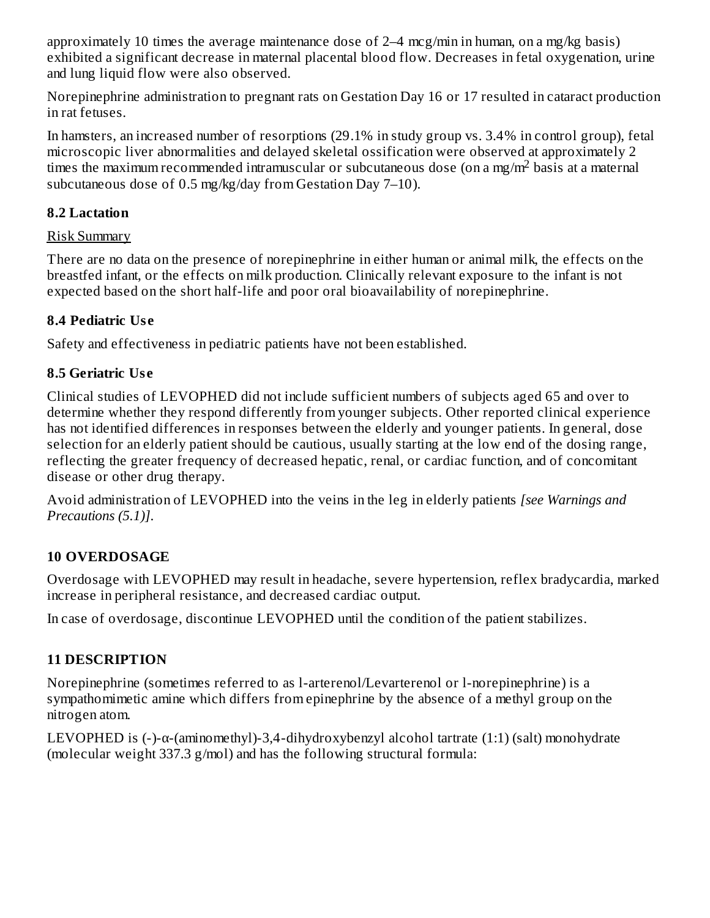approximately 10 times the average maintenance dose of 2–4 mcg/min in human, on a mg/kg basis) exhibited a significant decrease in maternal placental blood flow. Decreases in fetal oxygenation, urine and lung liquid flow were also observed.

Norepinephrine administration to pregnant rats on Gestation Day 16 or 17 resulted in cataract production in rat fetuses.

In hamsters, an increased number of resorptions (29.1% in study group vs. 3.4% in control group), fetal microscopic liver abnormalities and delayed skeletal ossification were observed at approximately 2 times the maximum recommended intramuscular or subcutaneous dose (on a mg/m$^2$ basis at a maternal subcutaneous dose of 0.5 mg/kg/day from Gestation Day 7–10).

### 8.2 Lactation

Risk Summary

There are no data on the presence of norepinephrine in either human or animal milk, the effects on the breastfed infant, or the effects on milk production. Clinically relevant exposure to the infant is not expected based on the short half-life and poor oral bioavailability of norepinephrine.

### 8.4 Pediatric Use

Safety and effectiveness in pediatric patients have not been established.

### 8.5 Geriatric Use

Clinical studies of LEVOPHED did not include sufficient numbers of subjects aged 65 and over to determine whether they respond differently from younger subjects. Other reported clinical experience has not identified differences in responses between the elderly and younger patients. In general, dose selection for an elderly patient should be cautious, usually starting at the low end of the dosing range, reflecting the greater frequency of decreased hepatic, renal, or cardiac function, and of concomitant disease or other drug therapy.

Avoid administration of LEVOPHED into the veins in the leg in elderly patients *[see Warnings and Precautions (5.1)]*.

## 10 OVERDOSAGE

Overdosage with LEVOPHED may result in headache, severe hypertension, reflex bradycardia, marked increase in peripheral resistance, and decreased cardiac output.

In case of overdosage, discontinue LEVOPHED until the condition of the patient stabilizes.

## 11 DESCRIPTION

Norepinephrine (sometimes referred to as l-arterenol/Levarterenol or l-norepinephrine) is a sympathomimetic amine which differs from epinephrine by the absence of a methyl group on the nitrogen atom.

LEVOPHED is (-)-α-(aminomethyl)-3,4-dihydroxybenzyl alcohol tartrate (1:1) (salt) monohydrate (molecular weight 337.3 g/mol) and has the following structural formula: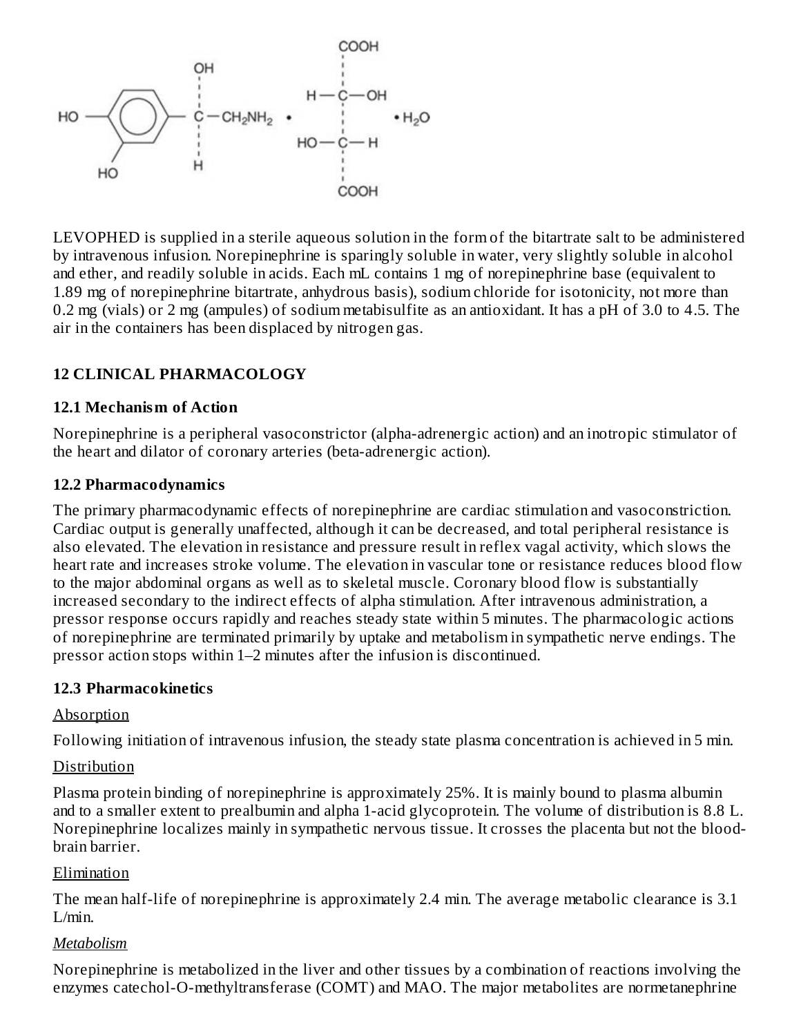LEVOPHED is supplied in a sterile aqueous solution in the form of the bitartrate salt to be administered by intravenous infusion. Norepinephrine is sparingly soluble in water, very slightly soluble in alcohol and ether, and readily soluble in acids. Each mL contains 1 mg of norepinephrine base (equivalent to 1.89 mg of norepinephrine bitartrate, anhydrous basis), sodium chloride for isotonicity, not more than 0.2 mg (vials) or 2 mg (ampules) of sodium metabisulfite as an antioxidant. It has a pH of 3.0 to 4.5. The air in the containers has been displaced by nitrogen gas.

## 12 CLINICAL PHARMACOLOGY

### 12.1 Mechanism of Action

Norepinephrine is a peripheral vasoconstrictor (alpha-adrenergic action) and an inotropic stimulator of the heart and dilator of coronary arteries (beta-adrenergic action).

### 12.2 Pharmacodynamics

The primary pharmacodynamic effects of norepinephrine are cardiac stimulation and vasoconstriction. Cardiac output is generally unaffected, although it can be decreased, and total peripheral resistance is also elevated. The elevation in resistance and pressure result in reflex vagal activity, which slows the heart rate and increases stroke volume. The elevation in vascular tone or resistance reduces blood flow to the major abdominal organs as well as to skeletal muscle. Coronary blood flow is substantially increased secondary to the indirect effects of alpha stimulation. After intravenous administration, a pressor response occurs rapidly and reaches steady state within 5 minutes. The pharmacologic actions of norepinephrine are terminated primarily by uptake and metabolism in sympathetic nerve endings. The pressor action stops within 1–2 minutes after the infusion is discontinued.

### 12.3 Pharmacokinetics

Absorption

Following initiation of intravenous infusion, the steady state plasma concentration is achieved in 5 min.

Distribution

Plasma protein binding of norepinephrine is approximately 25%. It is mainly bound to plasma albumin and to a smaller extent to prealbumin and alpha 1-acid glycoprotein. The volume of distribution is 8.8 L. Norepinephrine localizes mainly in sympathetic nervous tissue. It crosses the placenta but not the blood-brain barrier.

Elimination

The mean half-life of norepinephrine is approximately 2.4 min. The average metabolic clearance is 3.1 L/min.

*Metabolism*

Norepinephrine is metabolized in the liver and other tissues by a combination of reactions involving the enzymes catechol-O-methyltransferase (COMT) and MAO. The major metabolites are normetanephrine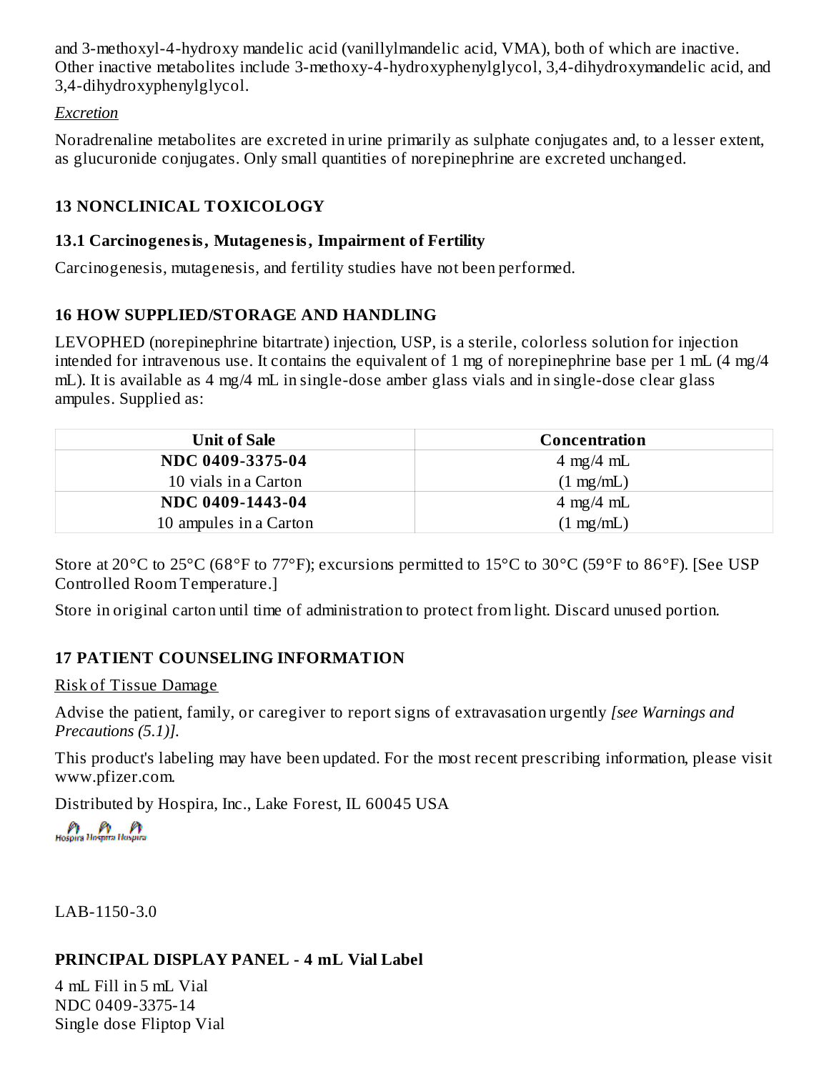and 3-methoxyl-4-hydroxy mandelic acid (vanillylmandelic acid, VMA), both of which are inactive. Other inactive metabolites include 3-methoxy-4-hydroxyphenylglycol, 3,4-dihydroxymandelic acid, and 3,4-dihydroxyphenylglycol.

*Excretion*

Noradrenaline metabolites are excreted in urine primarily as sulphate conjugates and, to a lesser extent, as glucuronide conjugates. Only small quantities of norepinephrine are excreted unchanged.

## 13 NONCLINICAL TOXICOLOGY

### 13.1 Carcinogenesis, Mutagenesis, Impairment of Fertility

Carcinogenesis, mutagenesis, and fertility studies have not been performed.

## 16 HOW SUPPLIED/STORAGE AND HANDLING

LEVOPHED (norepinephrine bitartrate) injection, USP, is a sterile, colorless solution for injection intended for intravenous use. It contains the equivalent of 1 mg of norepinephrine base per 1 mL (4 mg/4 mL). It is available as 4 mg/4 mL in single-dose amber glass vials and in single-dose clear glass ampules. Supplied as:

| Unit of Sale | Concentration |
|---|---|
| **NDC 0409-3375-04** 10 vials in a Carton | 4 mg/4 mL (1 mg/mL) |
| **NDC 0409-1443-04** 10 ampules in a Carton | 4 mg/4 mL (1 mg/mL) |

Store at 20°C to 25°C (68°F to 77°F); excursions permitted to 15°C to 30°C (59°F to 86°F). [See USP Controlled Room Temperature.]

Store in original carton until time of administration to protect from light. Discard unused portion.

## 17 PATIENT COUNSELING INFORMATION

Risk of Tissue Damage

Advise the patient, family, or caregiver to report signs of extravasation urgently *[see Warnings and Precautions (5.1)]*.

This product's labeling may have been updated. For the most recent prescribing information, please visit www.pfizer.com.

Distributed by Hospira, Inc., Lake Forest, IL 60045 USA

Hospira Hospira Hospira

LAB-1150-3.0

## PRINCIPAL DISPLAY PANEL - 4 mL Vial Label

4 mL Fill in 5 mL Vial
NDC 0409-3375-14
Single dose Fliptop Vial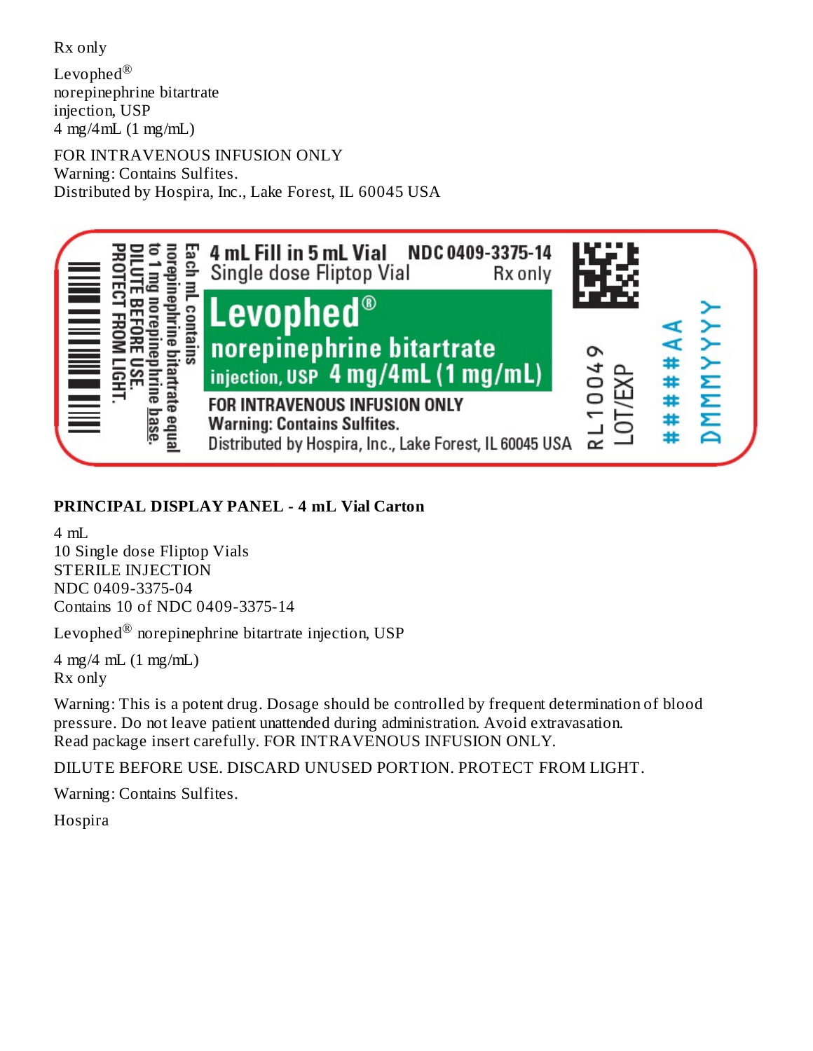Rx only

Levophed®
norepinephrine bitartrate
injection, USP
4 mg/4mL (1 mg/mL)

FOR INTRAVENOUS INFUSION ONLY
Warning: Contains Sulfites.
Distributed by Hospira, Inc., Lake Forest, IL 60045 USA

Each mL contains norepinephrine bitartrate equal to 1 mg norepinephrine base.
DILUTE BEFORE USE.
PROTECT FROM LIGHT.

4 mL Fill in 5 mL Vial NDC 0409-3375-14
Single dose Fliptop Vial Rx only

Levophed®
norepinephrine bitartrate
injection, USP 4 mg/4mL (1 mg/mL)

FOR INTRAVENOUS INFUSION ONLY
Warning: Contains Sulfites.
Distributed by Hospira, Inc., Lake Forest, IL 60045 USA

RL10049
LOT/EXP
#####AA
DMMMYYYY

**PRINCIPAL DISPLAY PANEL - 4 mL Vial Carton**

4 mL
10 Single dose Fliptop Vials
STERILE INJECTION
NDC 0409-3375-04
Contains 10 of NDC 0409-3375-14

Levophed® norepinephrine bitartrate injection, USP

4 mg/4 mL (1 mg/mL)
Rx only

Warning: This is a potent drug. Dosage should be controlled by frequent determination of blood pressure. Do not leave patient unattended during administration. Avoid extravasation.
Read package insert carefully. FOR INTRAVENOUS INFUSION ONLY.

DILUTE BEFORE USE. DISCARD UNUSED PORTION. PROTECT FROM LIGHT.

Warning: Contains Sulfites.

Hospira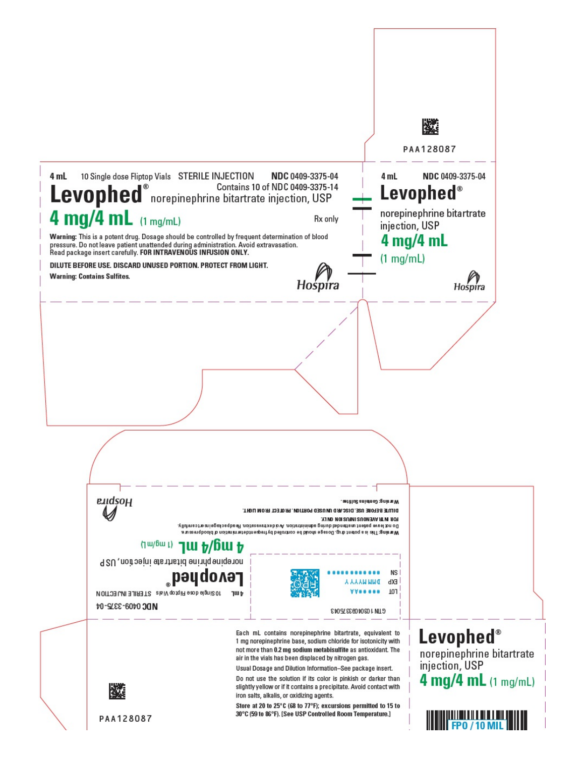PAA128087

4 mL 10 Single dose Fliptop Vials STERILE INJECTION **NDC** 0409-3375-04

Contains 10 of NDC 0409-3375-14

# Levophed® norepinephrine bitartrate injection, USP

## 4 mg/4 mL (1 mg/mL)

Rx only

**Warning:** This is a potent drug. Dosage should be controlled by frequent determination of blood pressure. Do not leave patient unattended during administration. Avoid extravasation. Read package insert carefully. **FOR INTRAVENOUS INFUSION ONLY.**

**DILUTE BEFORE USE. DISCARD UNUSED PORTION. PROTECT FROM LIGHT.**

**Warning: Contains Sulfites.**

Hospira

4 mL **NDC** 0409-3375-04

# Levophed®

norepinephrine bitartrate injection, USP

## 4 mg/4 mL

(1 mg/mL)

Hospira

**NDC** 0409-3375-04

4 mL 10 Single dose Fliptop Vials STERILE INJECTION

# Levophed®

norepinephrine bitartrate injection, USP

## 4 mg/4 mL (1 mg/mL)

Warning: This is a potent drug. Dosage should be controlled by frequent determination of blood pressure. Do not leave patient unattended during administration. Avoid extravasation. Read package insert carefully. FOR INTRAVENOUS INFUSION ONLY.

DILUTE BEFORE USE. DISCARD UNUSED PORTION. PROTECT FROM LIGHT.

Warning: Contains Sulfites.

Hospira

GTIN 10304093375043

LOT ######AA

EXP DMMMYYYY

SN ############

Each mL contains norepinephrine bitartrate, equivalent to 1 mg norepinephrine base, sodium chloride for isotonicity with not more than **0.2 mg sodium metabisulfite** as antioxidant. The air in the vials has been displaced by nitrogen gas.

Usual Dosage and Dilution Information–See package insert.

Do not use the solution if its color is pinkish or darker than slightly yellow or if it contains a precipitate. Avoid contact with iron salts, alkalis, or oxidizing agents.

**Store at 20 to 25°C (68 to 77°F); excursions permitted to 15 to 30°C (59 to 86°F). [See USP Controlled Room Temperature.]**

PAA128087

# Levophed®

norepinephrine bitartrate injection, USP

## 4 mg/4 mL (1 mg/mL)

FPO / 10 MIL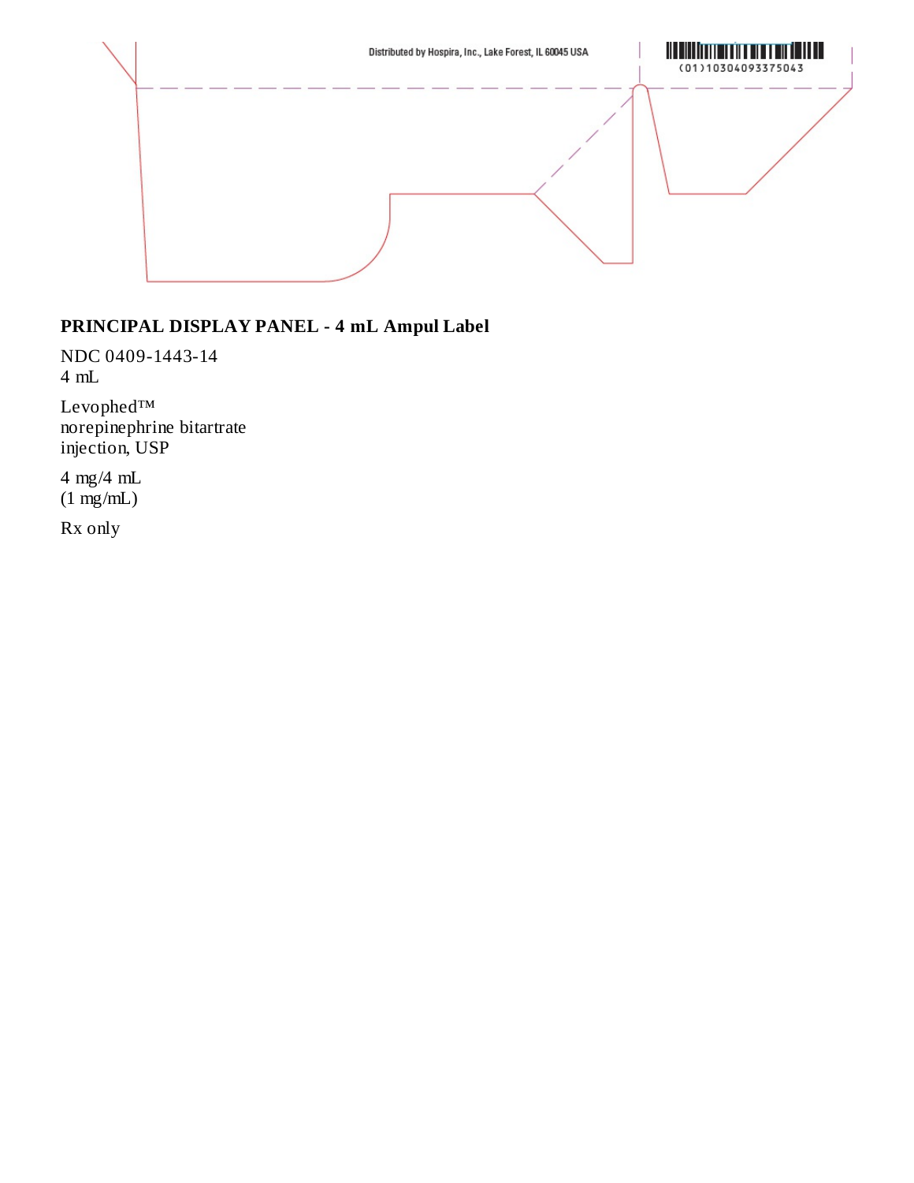Distributed by Hospira, Inc., Lake Forest, IL 60045 USA

(01)10304093375043

## PRINCIPAL DISPLAY PANEL - 4 mL Ampul Label

NDC 0409-1443-14
4 mL

Levophed™
norepinephrine bitartrate
injection, USP

4 mg/4 mL
(1 mg/mL)

Rx only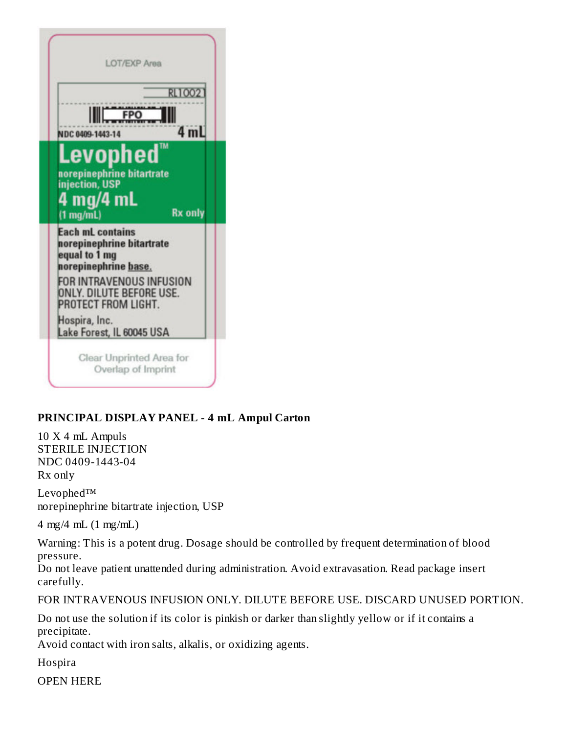LOT/EXP Area

RL1002

FPO

NDC 0409-1443-14

4 mL

**Levophed™**

**norepinephrine bitartrate injection, USP**

**4 mg/4 mL**

**(1 mg/mL)**

**Rx only**

**Each mL contains norepinephrine bitartrate equal to 1 mg norepinephrine base.**

FOR INTRAVENOUS INFUSION ONLY. DILUTE BEFORE USE. PROTECT FROM LIGHT.

Hospira, Inc.
Lake Forest, IL 60045 USA

Clear Unprinted Area for Overlap of Imprint

**PRINCIPAL DISPLAY PANEL - 4 mL Ampul Carton**

10 X 4 mL Ampuls
STERILE INJECTION
NDC 0409-1443-04
Rx only

Levophed™
norepinephrine bitartrate injection, USP

4 mg/4 mL (1 mg/mL)

Warning: This is a potent drug. Dosage should be controlled by frequent determination of blood pressure.
Do not leave patient unattended during administration. Avoid extravasation. Read package insert carefully.

FOR INTRAVENOUS INFUSION ONLY. DILUTE BEFORE USE. DISCARD UNUSED PORTION.

Do not use the solution if its color is pinkish or darker than slightly yellow or if it contains a precipitate.
Avoid contact with iron salts, alkalis, or oxidizing agents.

Hospira

OPEN HERE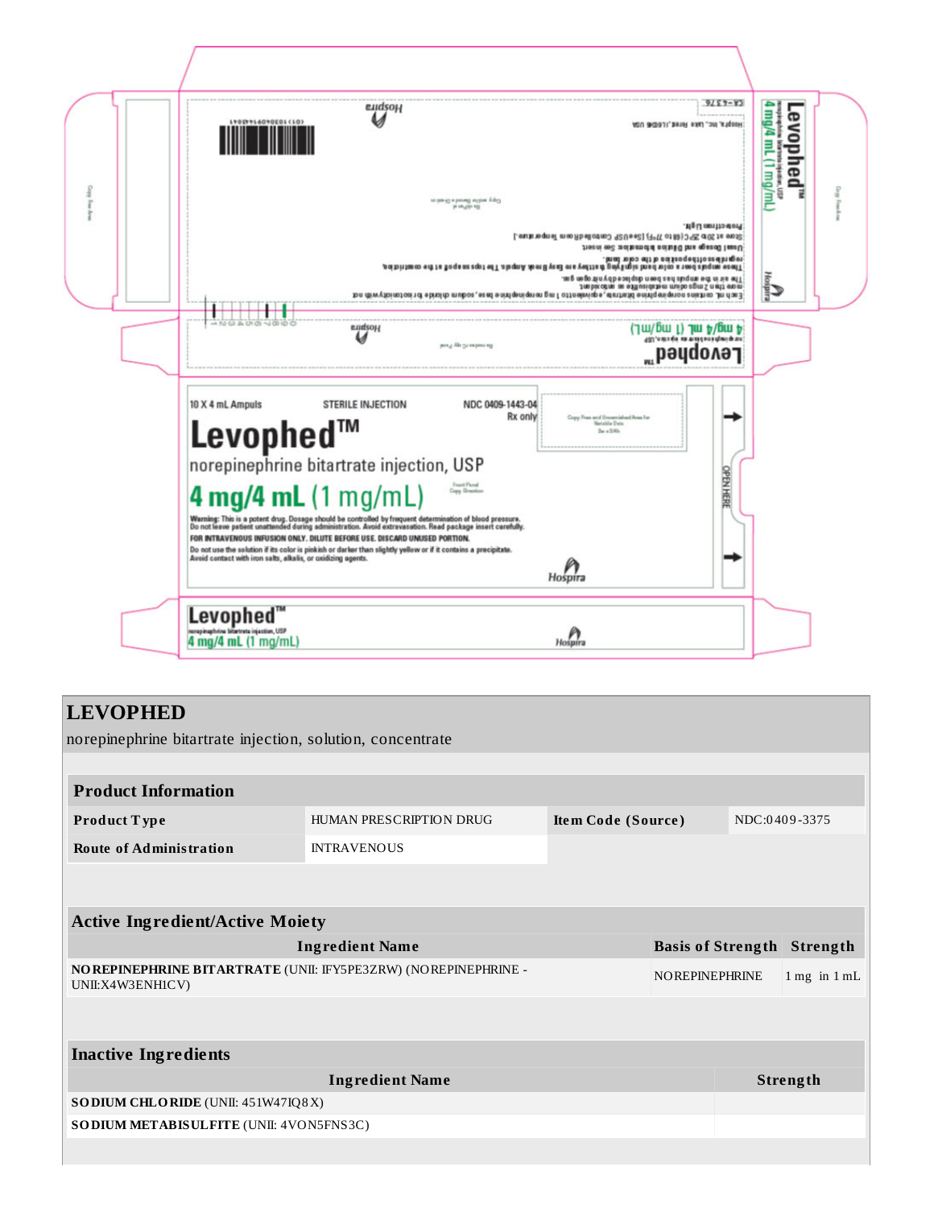10 X 4 mL Ampuls

STERILE INJECTION

NDC 0409-1443-04

Rx only

**Levophed™**

norepinephrine bitartrate injection, USP

**4 mg/4 mL** (1 mg/mL)

**Warning:** This is a potent drug. Dosage should be controlled by frequent determination of blood pressure. Do not leave patient unattended during administration. Avoid extravasation. Read package insert carefully.

**FOR INTRAVENOUS INFUSION ONLY. DILUTE BEFORE USE. DISCARD UNUSED PORTION.**

Do not use the solution if its color is pinkish or darker than slightly yellow or if it contains a precipitate. Avoid contact with iron salts, alkalis, or oxidizing agents.

Hospira

OPEN HERE

Each mL contains norepinephrine bitartrate, equivalent to 1 mg norepinephrine base, sodium chloride for isotonicity with not more than 2 mg sodium metabisulfite as an antioxidant. The air in the ampuls has been displaced by nitrogen gas.

These ampuls bear a color band signifying that they are Easy Break Ampuls. The top snaps off at the constriction regardless of the position of the color band.

Usual Dosage and Dilution Information: See insert.

Store at 20 to 25°C (68 to 77°F). [See USP Controlled Room Temperature.] Protect from light.

Hospira, Inc., Lake Forest, IL 60045 USA

CA-4376

(01) 10304091443041

**Levophed™**

norepinephrine bitartrate injection, USP

**4 mg/4 mL (1 mg/mL)**

Hospira

# LEVOPHED

norepinephrine bitartrate injection, solution, concentrate

| **Product Information** | | | |
|---|---|---|---|
| **Product Type** | HUMAN PRESCRIPTION DRUG | **Item Code (Source)** | NDC:0409-3375 |
| **Route of Administration** | INTRAVENOUS | | |

| **Active Ingredient/Active Moiety** | | |
|---|---|---|
| **Ingredient Name** | **Basis of Strength** | **Strength** |
| **NOREPINEPHRINE BITARTRATE** (UNII: IFY5PE3ZRW) (NOREPINEPHRINE - UNII:X4W3ENH1CV) | NOREPINEPHRINE | 1 mg in 1 mL |

| **Inactive Ingredients** | |
|---|---|
| **Ingredient Name** | **Strength** |
| **SODIUM CHLORIDE** (UNII: 451W47IQ8X) | |
| **SODIUM METABISULFITE** (UNII: 4VON5FNS3C) | |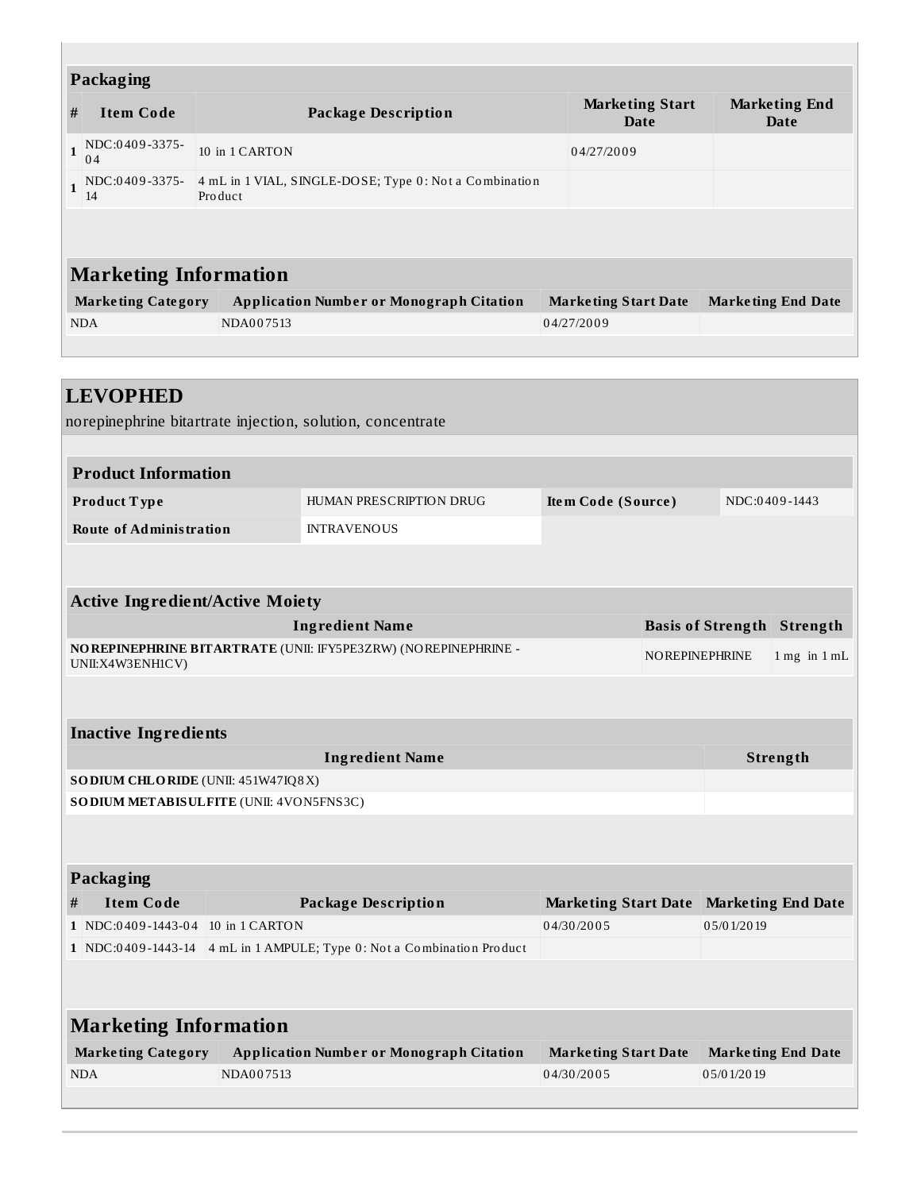### Packaging

| # | Item Code | Package Description | Marketing Start Date | Marketing End Date |
|---|---|---|---|---|
| 1 | NDC:0409-3375-04 | 10 in 1 CARTON | 04/27/2009 | |
| 1 | NDC:0409-3375-14 | 4 mL in 1 VIAL, SINGLE-DOSE; Type 0: Not a Combination Product | | |

### Marketing Information

| Marketing Category | Application Number or Monograph Citation | Marketing Start Date | Marketing End Date |
|---|---|---|---|
| NDA | NDA007513 | 04/27/2009 | |

## LEVOPHED

norepinephrine bitartrate injection, solution, concentrate

### Product Information

| | | | |
|---|---|---|---|
| **Product Type** | HUMAN PRESCRIPTION DRUG | **Item Code (Source)** | NDC:0409-1443 |
| **Route of Administration** | INTRAVENOUS | | |

### Active Ingredient/Active Moiety

| Ingredient Name | Basis of Strength | Strength |
|---|---|---|
| **NOREPINEPHRINE BITARTRATE** (UNII: IFY5PE3ZRW) (NOREPINEPHRINE - UNII:X4W3ENH1CV) | NOREPINEPHRINE | 1 mg in 1 mL |

### Inactive Ingredients

| Ingredient Name | Strength |
|---|---|
| **SODIUM CHLORIDE** (UNII: 451W47IQ8X) | |
| **SODIUM METABISULFITE** (UNII: 4VON5FNS3C) | |

### Packaging

| # | Item Code | Package Description | Marketing Start Date | Marketing End Date |
|---|---|---|---|---|
| 1 | NDC:0409-1443-04 | 10 in 1 CARTON | 04/30/2005 | 05/01/2019 |
| 1 | NDC:0409-1443-14 | 4 mL in 1 AMPULE; Type 0: Not a Combination Product | | |

### Marketing Information

| Marketing Category | Application Number or Monograph Citation | Marketing Start Date | Marketing End Date |
|---|---|---|---|
| NDA | NDA007513 | 04/30/2005 | 05/01/2019 |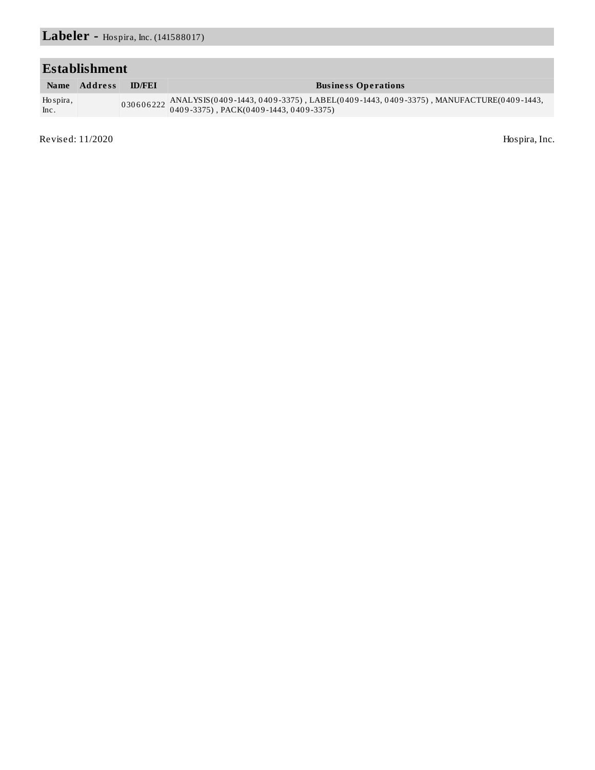## Labeler - Hospira, Inc. (141588017)

## Establishment

| Name | Address | ID/FEI | Business Operations |
|---|---|---|---|
| Hospira, Inc. | | 030606222 | ANALYSIS(0409-1443, 0409-3375) , LABEL(0409-1443, 0409-3375) , MANUFACTURE(0409-1443, 0409-3375) , PACK(0409-1443, 0409-3375) |

Revised: 11/2020

Hospira, Inc.